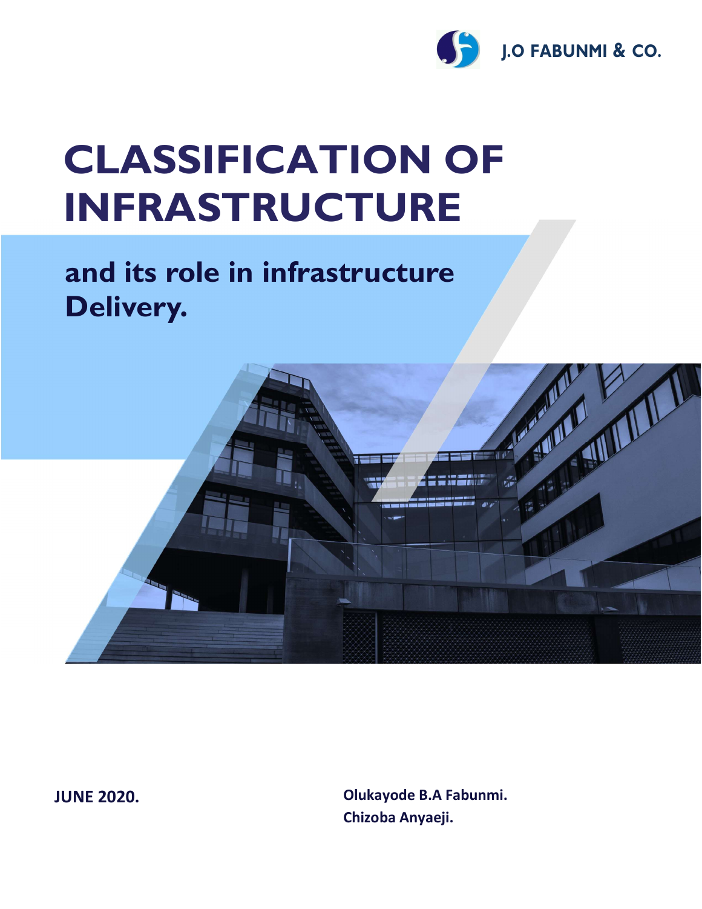J.O FABUNMI & CO.

# CLASSIFICATION OF INFRASTRUCTURE

## and its role in infrastructure Delivery.

**JUNE 2020.**

**Olukayode B.A Fabunmi.**
**Chizoba Anyaeji.**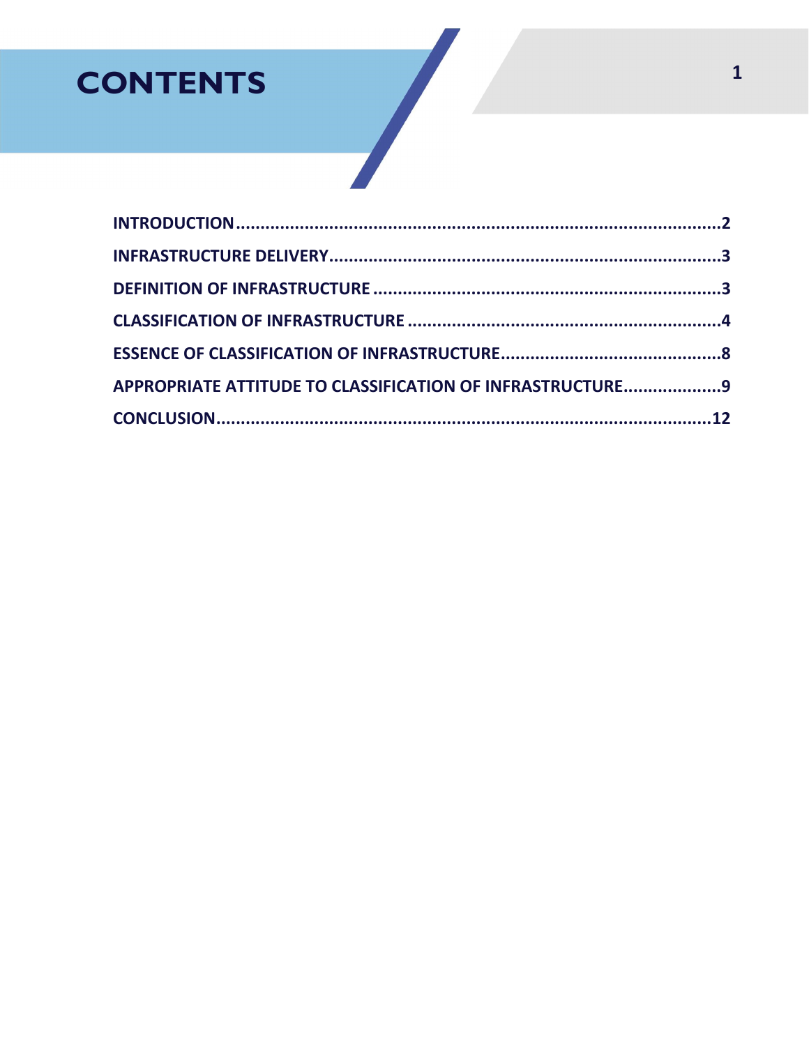# CONTENTS

- INTRODUCTION....................................................................................2
- INFRASTRUCTURE DELIVERY................................................................3
- DEFINITION OF INFRASTRUCTURE........................................................3
- CLASSIFICATION OF INFRASTRUCTURE.................................................4
- ESSENCE OF CLASSIFICATION OF INFRASTRUCTURE.............................8
- APPROPRIATE ATTITUDE TO CLASSIFICATION OF INFRASTRUCTURE....................9
- CONCLUSION......................................................................................12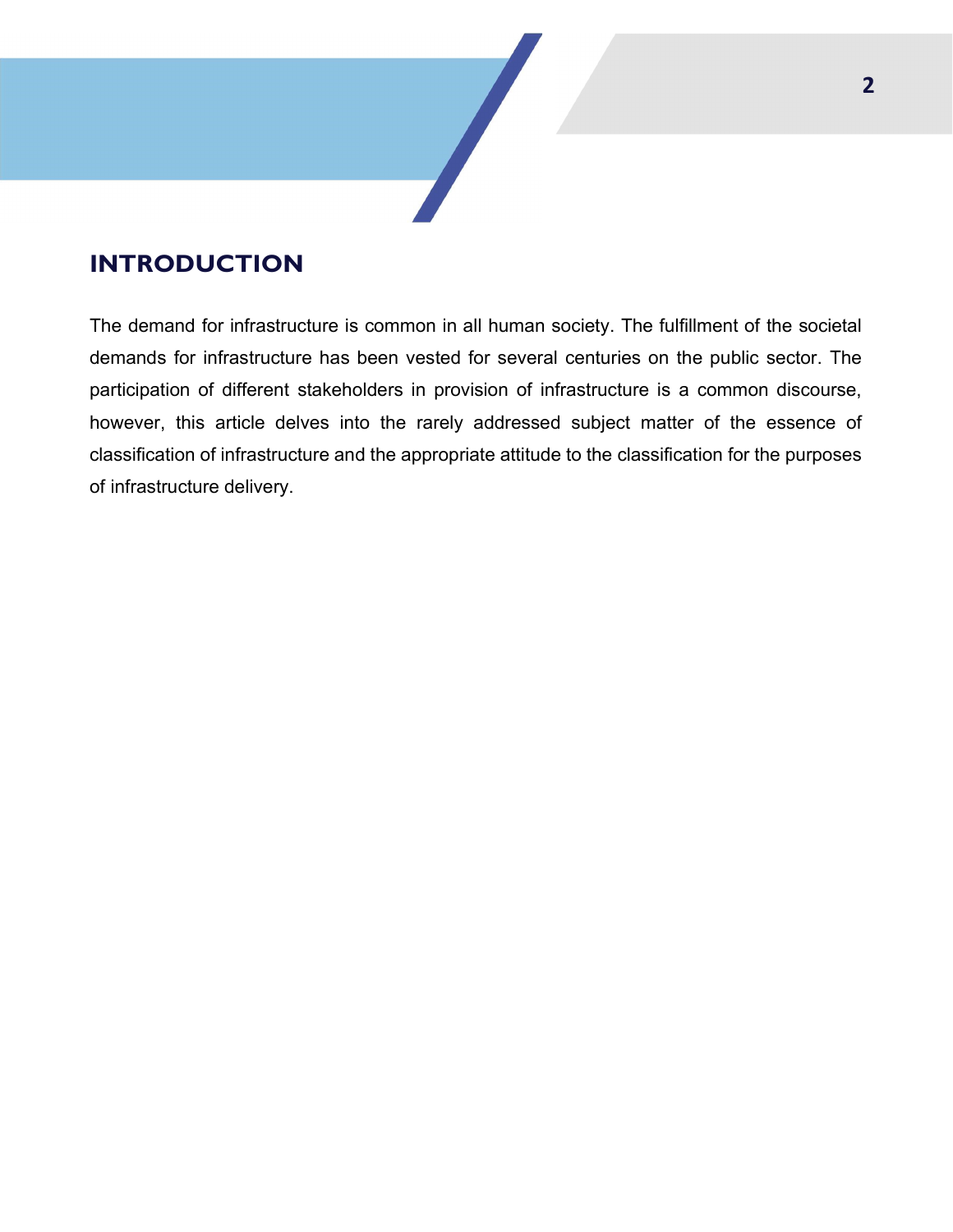## INTRODUCTION

The demand for infrastructure is common in all human society. The fulfillment of the societal demands for infrastructure has been vested for several centuries on the public sector. The participation of different stakeholders in provision of infrastructure is a common discourse, however, this article delves into the rarely addressed subject matter of the essence of classification of infrastructure and the appropriate attitude to the classification for the purposes of infrastructure delivery.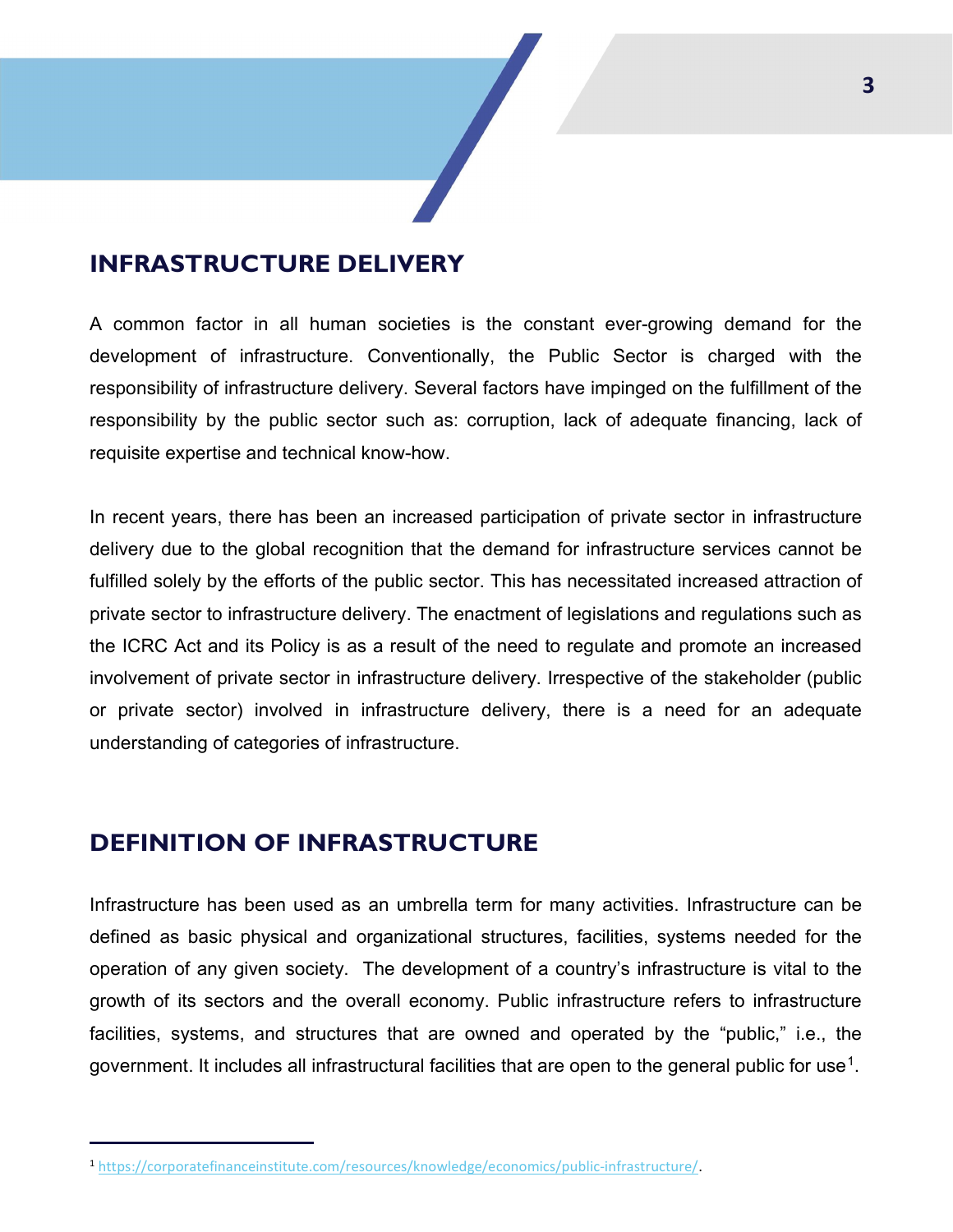## INFRASTRUCTURE DELIVERY

A common factor in all human societies is the constant ever-growing demand for the development of infrastructure. Conventionally, the Public Sector is charged with the responsibility of infrastructure delivery. Several factors have impinged on the fulfillment of the responsibility by the public sector such as: corruption, lack of adequate financing, lack of requisite expertise and technical know-how.

In recent years, there has been an increased participation of private sector in infrastructure delivery due to the global recognition that the demand for infrastructure services cannot be fulfilled solely by the efforts of the public sector. This has necessitated increased attraction of private sector to infrastructure delivery. The enactment of legislations and regulations such as the ICRC Act and its Policy is as a result of the need to regulate and promote an increased involvement of private sector in infrastructure delivery. Irrespective of the stakeholder (public or private sector) involved in infrastructure delivery, there is a need for an adequate understanding of categories of infrastructure.

## DEFINITION OF INFRASTRUCTURE

Infrastructure has been used as an umbrella term for many activities. Infrastructure can be defined as basic physical and organizational structures, facilities, systems needed for the operation of any given society. The development of a country's infrastructure is vital to the growth of its sectors and the overall economy. Public infrastructure refers to infrastructure facilities, systems, and structures that are owned and operated by the "public," i.e., the government. It includes all infrastructural facilities that are open to the general public for use[1].

---

[1] https://corporatefinanceinstitute.com/resources/knowledge/economics/public-infrastructure/.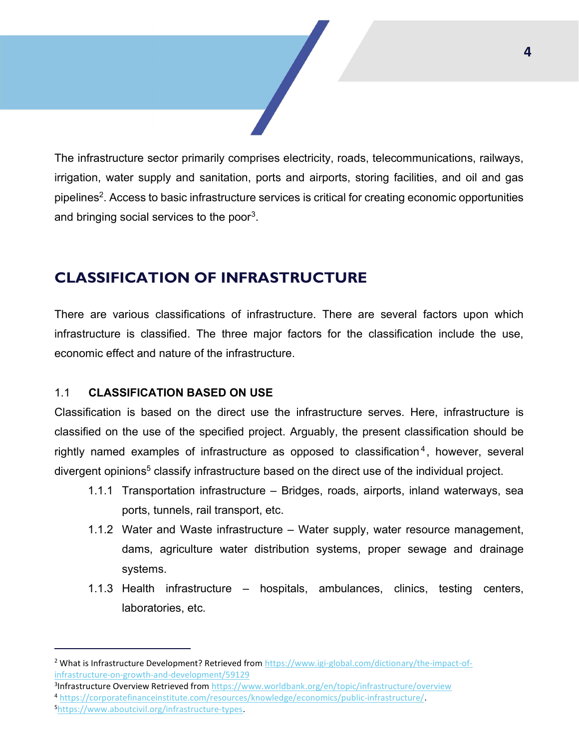The infrastructure sector primarily comprises electricity, roads, telecommunications, railways, irrigation, water supply and sanitation, ports and airports, storing facilities, and oil and gas pipelines[2]. Access to basic infrastructure services is critical for creating economic opportunities and bringing social services to the poor[3].

# CLASSIFICATION OF INFRASTRUCTURE

There are various classifications of infrastructure. There are several factors upon which infrastructure is classified. The three major factors for the classification include the use, economic effect and nature of the infrastructure.

## 1.1 CLASSIFICATION BASED ON USE

Classification is based on the direct use the infrastructure serves. Here, infrastructure is classified on the use of the specified project. Arguably, the present classification should be rightly named examples of infrastructure as opposed to classification[4], however, several divergent opinions[5] classify infrastructure based on the direct use of the individual project.

- 1.1.1 Transportation infrastructure – Bridges, roads, airports, inland waterways, sea ports, tunnels, rail transport, etc.
- 1.1.2 Water and Waste infrastructure – Water supply, water resource management, dams, agriculture water distribution systems, proper sewage and drainage systems.
- 1.1.3 Health infrastructure – hospitals, ambulances, clinics, testing centers, laboratories, etc.

---

[2] What is Infrastructure Development? Retrieved from https://www.igi-global.com/dictionary/the-impact-of-infrastructure-on-growth-and-development/59129

[3] Infrastructure Overview Retrieved from https://www.worldbank.org/en/topic/infrastructure/overview

[4] https://corporatefinanceinstitute.com/resources/knowledge/economics/public-infrastructure/.

[5] https://www.aboutcivil.org/infrastructure-types.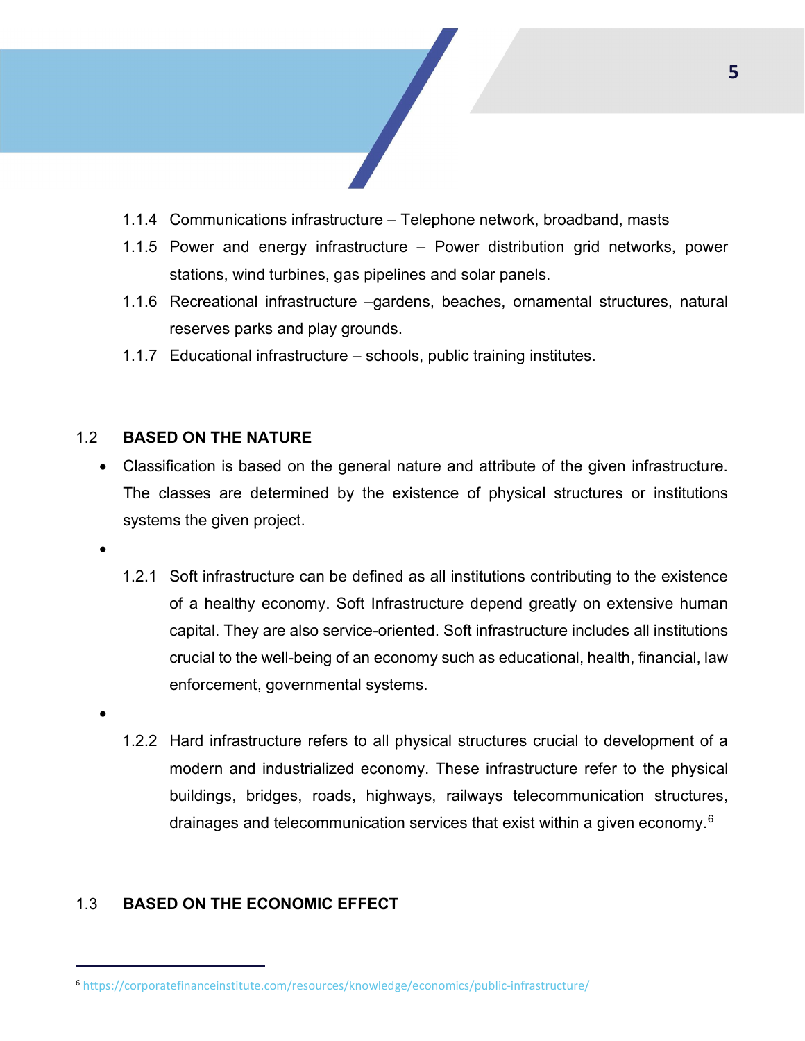1.1.4 Communications infrastructure – Telephone network, broadband, masts

1.1.5 Power and energy infrastructure – Power distribution grid networks, power stations, wind turbines, gas pipelines and solar panels.

1.1.6 Recreational infrastructure –gardens, beaches, ornamental structures, natural reserves parks and play grounds.

1.1.7 Educational infrastructure – schools, public training institutes.

## 1.2 BASED ON THE NATURE

- Classification is based on the general nature and attribute of the given infrastructure. The classes are determined by the existence of physical structures or institutions systems the given project.
- 

1.2.1 Soft infrastructure can be defined as all institutions contributing to the existence of a healthy economy. Soft Infrastructure depend greatly on extensive human capital. They are also service-oriented. Soft infrastructure includes all institutions crucial to the well-being of an economy such as educational, health, financial, law enforcement, governmental systems.

- 

1.2.2 Hard infrastructure refers to all physical structures crucial to development of a modern and industrialized economy. These infrastructure refer to the physical buildings, bridges, roads, highways, railways telecommunication structures, drainages and telecommunication services that exist within a given economy.[6]

## 1.3 BASED ON THE ECONOMIC EFFECT

---

[6] https://corporatefinanceinstitute.com/resources/knowledge/economics/public-infrastructure/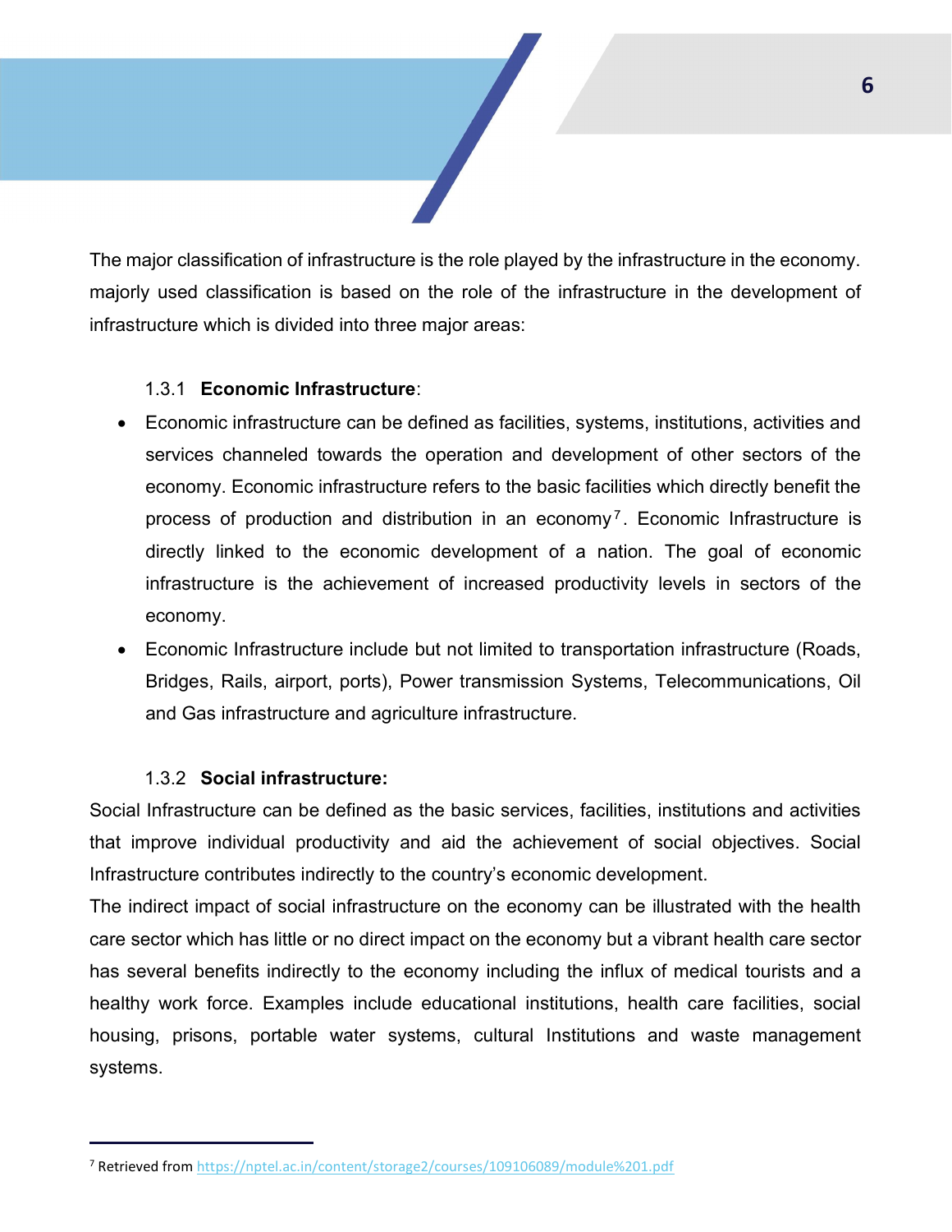The major classification of infrastructure is the role played by the infrastructure in the economy. majorly used classification is based on the role of the infrastructure in the development of infrastructure which is divided into three major areas:

### 1.3.1 **Economic Infrastructure**:

- Economic infrastructure can be defined as facilities, systems, institutions, activities and services channeled towards the operation and development of other sectors of the economy. Economic infrastructure refers to the basic facilities which directly benefit the process of production and distribution in an economy[7]. Economic Infrastructure is directly linked to the economic development of a nation. The goal of economic infrastructure is the achievement of increased productivity levels in sectors of the economy.
- Economic Infrastructure include but not limited to transportation infrastructure (Roads, Bridges, Rails, airport, ports), Power transmission Systems, Telecommunications, Oil and Gas infrastructure and agriculture infrastructure.

### 1.3.2 **Social infrastructure:**

Social Infrastructure can be defined as the basic services, facilities, institutions and activities that improve individual productivity and aid the achievement of social objectives. Social Infrastructure contributes indirectly to the country's economic development.

The indirect impact of social infrastructure on the economy can be illustrated with the health care sector which has little or no direct impact on the economy but a vibrant health care sector has several benefits indirectly to the economy including the influx of medical tourists and a healthy work force. Examples include educational institutions, health care facilities, social housing, prisons, portable water systems, cultural Institutions and waste management systems.

---

[7] Retrieved from https://nptel.ac.in/content/storage2/courses/109106089/module%201.pdf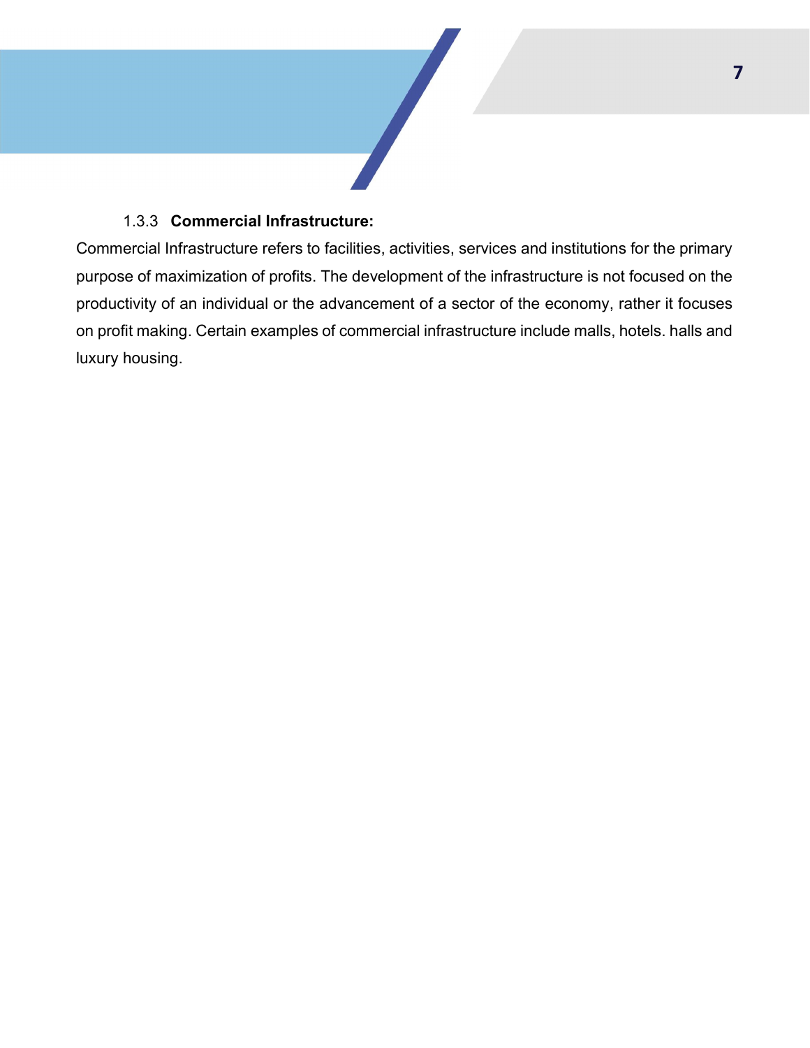### 1.3.3 **Commercial Infrastructure:**

Commercial Infrastructure refers to facilities, activities, services and institutions for the primary purpose of maximization of profits. The development of the infrastructure is not focused on the productivity of an individual or the advancement of a sector of the economy, rather it focuses on profit making. Certain examples of commercial infrastructure include malls, hotels. halls and luxury housing.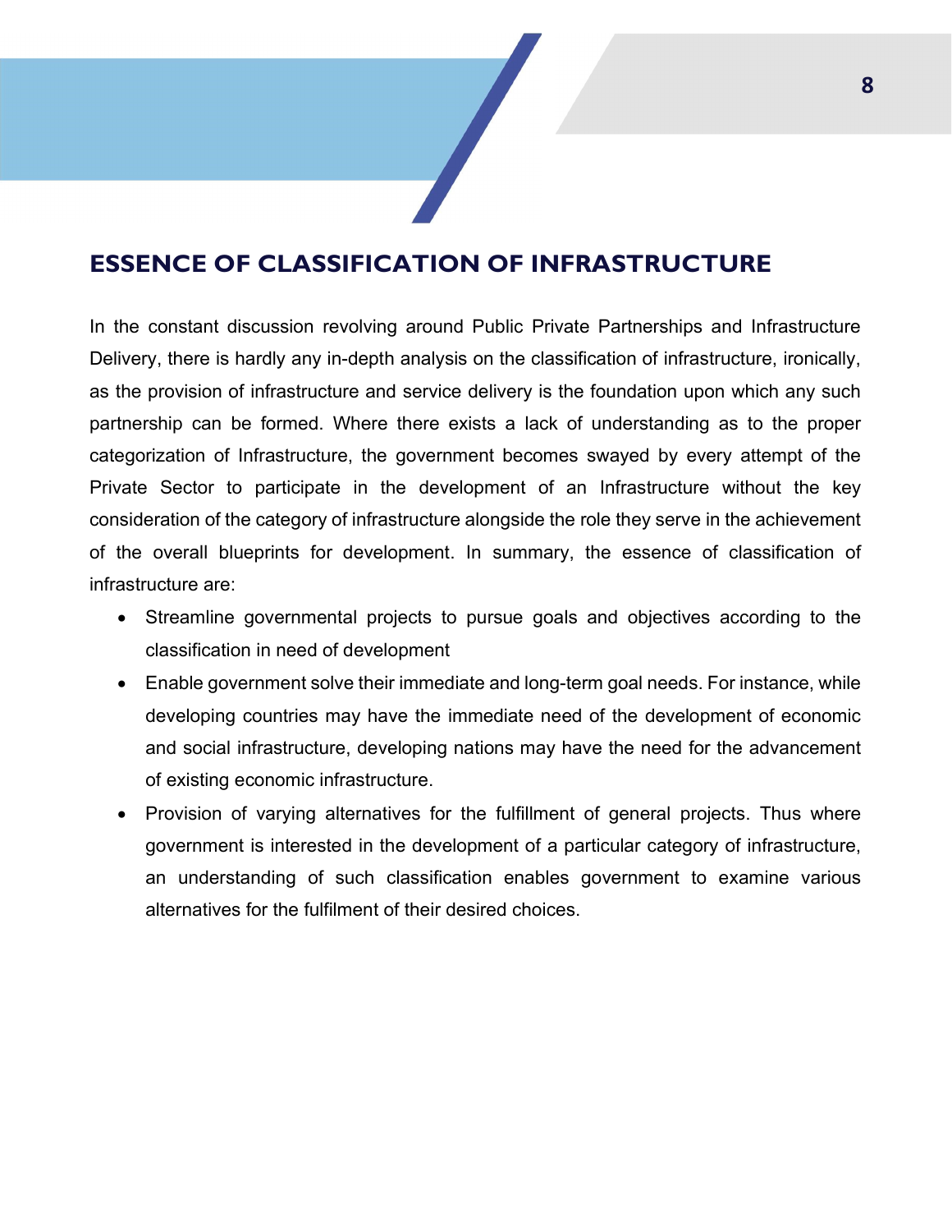## ESSENCE OF CLASSIFICATION OF INFRASTRUCTURE

In the constant discussion revolving around Public Private Partnerships and Infrastructure Delivery, there is hardly any in-depth analysis on the classification of infrastructure, ironically, as the provision of infrastructure and service delivery is the foundation upon which any such partnership can be formed. Where there exists a lack of understanding as to the proper categorization of Infrastructure, the government becomes swayed by every attempt of the Private Sector to participate in the development of an Infrastructure without the key consideration of the category of infrastructure alongside the role they serve in the achievement of the overall blueprints for development. In summary, the essence of classification of infrastructure are:

- Streamline governmental projects to pursue goals and objectives according to the classification in need of development
- Enable government solve their immediate and long-term goal needs. For instance, while developing countries may have the immediate need of the development of economic and social infrastructure, developing nations may have the need for the advancement of existing economic infrastructure.
- Provision of varying alternatives for the fulfillment of general projects. Thus where government is interested in the development of a particular category of infrastructure, an understanding of such classification enables government to examine various alternatives for the fulfilment of their desired choices.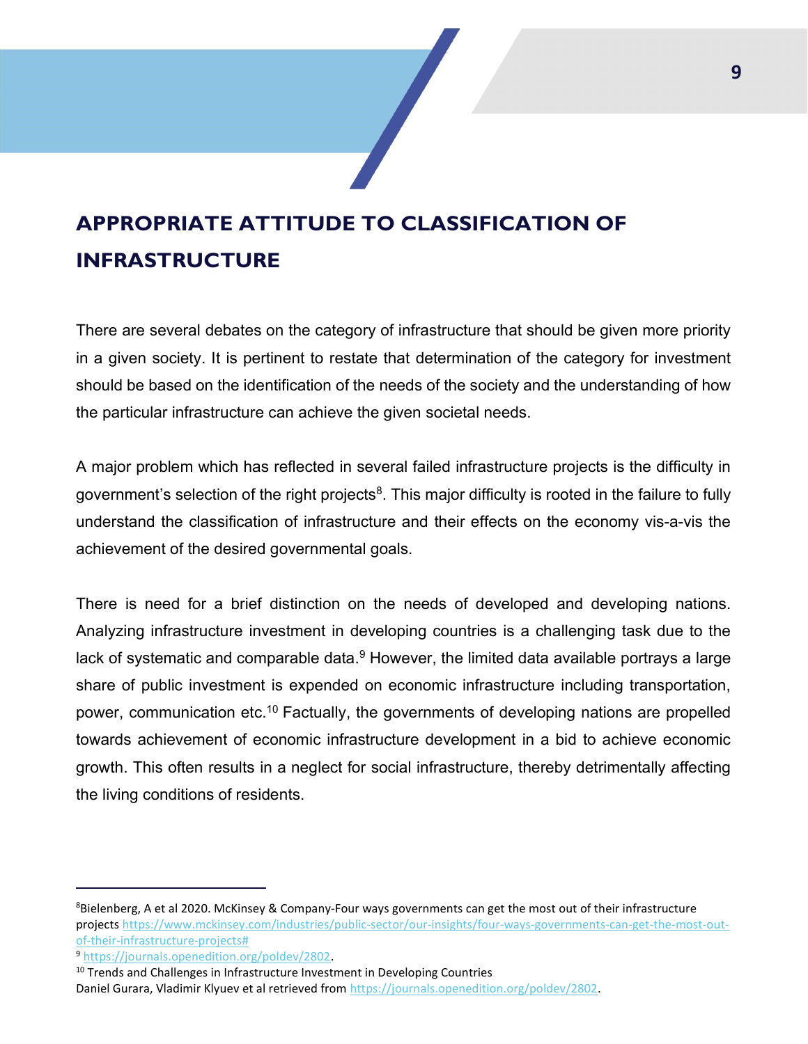## APPROPRIATE ATTITUDE TO CLASSIFICATION OF INFRASTRUCTURE

There are several debates on the category of infrastructure that should be given more priority in a given society. It is pertinent to restate that determination of the category for investment should be based on the identification of the needs of the society and the understanding of how the particular infrastructure can achieve the given societal needs.

A major problem which has reflected in several failed infrastructure projects is the difficulty in government's selection of the right projects[8]. This major difficulty is rooted in the failure to fully understand the classification of infrastructure and their effects on the economy vis-a-vis the achievement of the desired governmental goals.

There is need for a brief distinction on the needs of developed and developing nations. Analyzing infrastructure investment in developing countries is a challenging task due to the lack of systematic and comparable data.[9] However, the limited data available portrays a large share of public investment is expended on economic infrastructure including transportation, power, communication etc.[10] Factually, the governments of developing nations are propelled towards achievement of economic infrastructure development in a bid to achieve economic growth. This often results in a neglect for social infrastructure, thereby detrimentally affecting the living conditions of residents.

---

[8]Bielenberg, A et al 2020. McKinsey & Company-Four ways governments can get the most out of their infrastructure projects https://www.mckinsey.com/industries/public-sector/our-insights/four-ways-governments-can-get-the-most-out-of-their-infrastructure-projects#

[9] https://journals.openedition.org/poldev/2802.

[10] Trends and Challenges in Infrastructure Investment in Developing Countries Daniel Gurara, Vladimir Klyuev et al retrieved from https://journals.openedition.org/poldev/2802.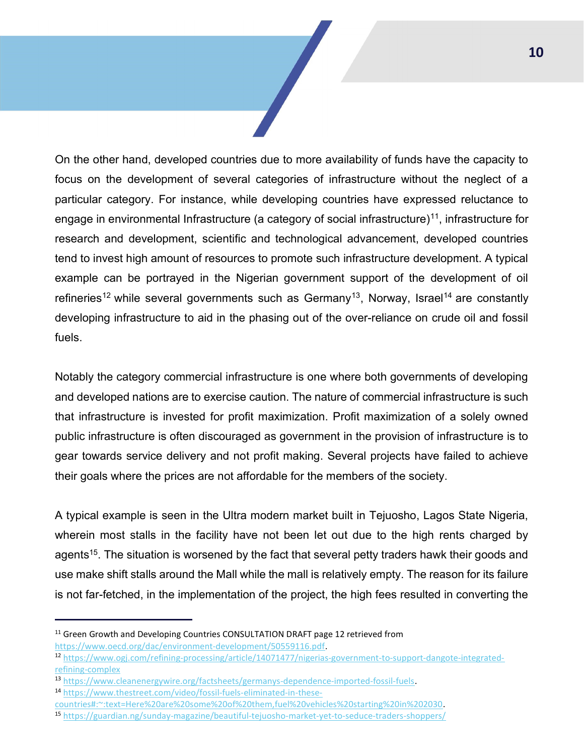On the other hand, developed countries due to more availability of funds have the capacity to focus on the development of several categories of infrastructure without the neglect of a particular category. For instance, while developing countries have expressed reluctance to engage in environmental Infrastructure (a category of social infrastructure)[11], infrastructure for research and development, scientific and technological advancement, developed countries tend to invest high amount of resources to promote such infrastructure development. A typical example can be portrayed in the Nigerian government support of the development of oil refineries[12] while several governments such as Germany[13], Norway, Israel[14] are constantly developing infrastructure to aid in the phasing out of the over-reliance on crude oil and fossil fuels.

Notably the category commercial infrastructure is one where both governments of developing and developed nations are to exercise caution. The nature of commercial infrastructure is such that infrastructure is invested for profit maximization. Profit maximization of a solely owned public infrastructure is often discouraged as government in the provision of infrastructure is to gear towards service delivery and not profit making. Several projects have failed to achieve their goals where the prices are not affordable for the members of the society.

A typical example is seen in the Ultra modern market built in Tejuosho, Lagos State Nigeria, wherein most stalls in the facility have not been let out due to the high rents charged by agents[15]. The situation is worsened by the fact that several petty traders hawk their goods and use make shift stalls around the Mall while the mall is relatively empty. The reason for its failure is not far-fetched, in the implementation of the project, the high fees resulted in converting the

---

[11] Green Growth and Developing Countries CONSULTATION DRAFT page 12 retrieved from https://www.oecd.org/dac/environment-development/50559116.pdf.

[12] https://www.ogj.com/refining-processing/article/14071477/nigerias-government-to-support-dangote-integrated-refining-complex

[13] https://www.cleanenergywire.org/factsheets/germanys-dependence-imported-fossil-fuels.

[14] https://www.thestreet.com/video/fossil-fuels-eliminated-in-these-countries#:~:text=Here%20are%20some%20of%20them,fuel%20vehicles%20starting%20in%202030.

[15] https://guardian.ng/sunday-magazine/beautiful-tejuosho-market-yet-to-seduce-traders-shoppers/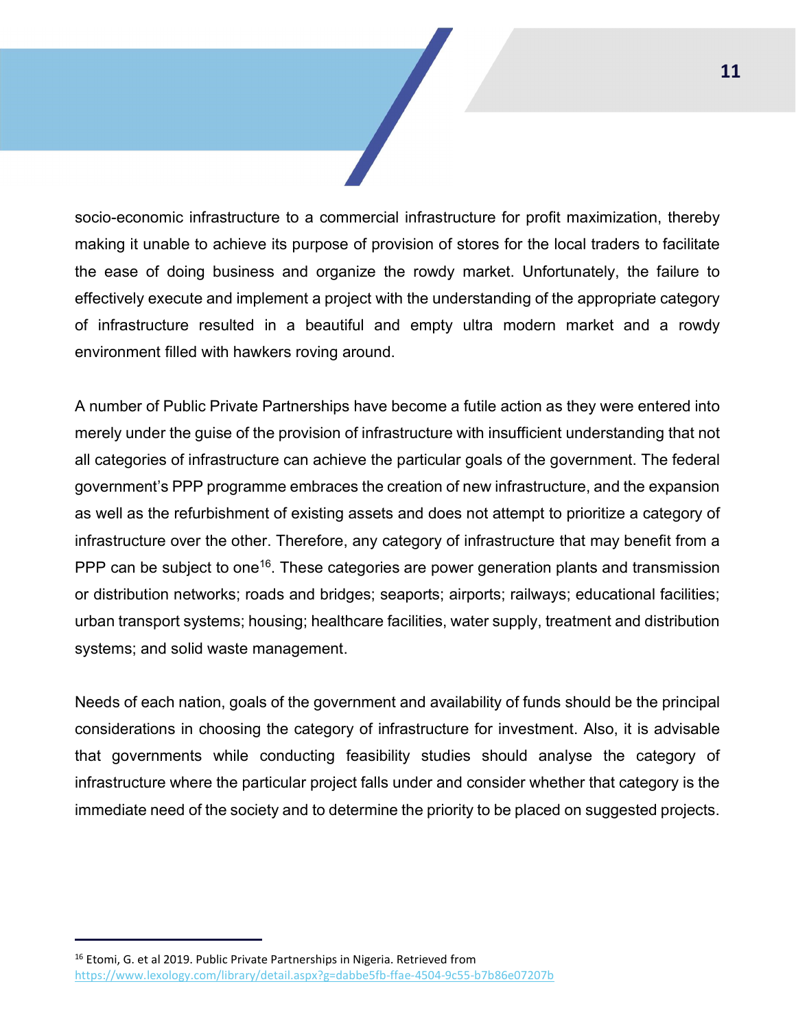socio-economic infrastructure to a commercial infrastructure for profit maximization, thereby making it unable to achieve its purpose of provision of stores for the local traders to facilitate the ease of doing business and organize the rowdy market. Unfortunately, the failure to effectively execute and implement a project with the understanding of the appropriate category of infrastructure resulted in a beautiful and empty ultra modern market and a rowdy environment filled with hawkers roving around.

A number of Public Private Partnerships have become a futile action as they were entered into merely under the guise of the provision of infrastructure with insufficient understanding that not all categories of infrastructure can achieve the particular goals of the government. The federal government's PPP programme embraces the creation of new infrastructure, and the expansion as well as the refurbishment of existing assets and does not attempt to prioritize a category of infrastructure over the other. Therefore, any category of infrastructure that may benefit from a PPP can be subject to one[16]. These categories are power generation plants and transmission or distribution networks; roads and bridges; seaports; airports; railways; educational facilities; urban transport systems; housing; healthcare facilities, water supply, treatment and distribution systems; and solid waste management.

Needs of each nation, goals of the government and availability of funds should be the principal considerations in choosing the category of infrastructure for investment. Also, it is advisable that governments while conducting feasibility studies should analyse the category of infrastructure where the particular project falls under and consider whether that category is the immediate need of the society and to determine the priority to be placed on suggested projects.

---

[16] Etomi, G. et al 2019. Public Private Partnerships in Nigeria. Retrieved from https://www.lexology.com/library/detail.aspx?g=dabbe5fb-ffae-4504-9c55-b7b86e07207b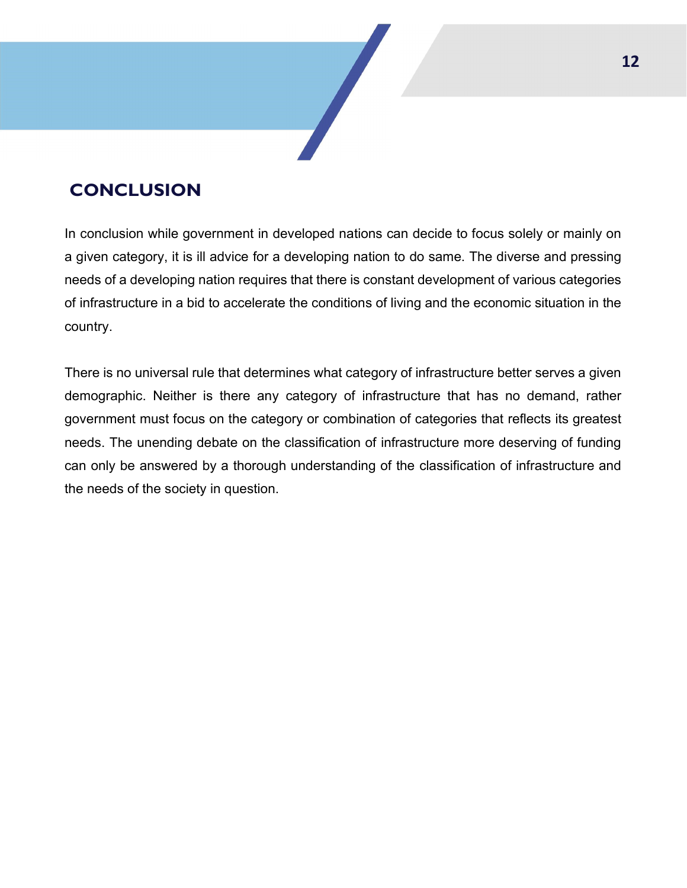## CONCLUSION

In conclusion while government in developed nations can decide to focus solely or mainly on a given category, it is ill advice for a developing nation to do same. The diverse and pressing needs of a developing nation requires that there is constant development of various categories of infrastructure in a bid to accelerate the conditions of living and the economic situation in the country.

There is no universal rule that determines what category of infrastructure better serves a given demographic. Neither is there any category of infrastructure that has no demand, rather government must focus on the category or combination of categories that reflects its greatest needs. The unending debate on the classification of infrastructure more deserving of funding can only be answered by a thorough understanding of the classification of infrastructure and the needs of the society in question.